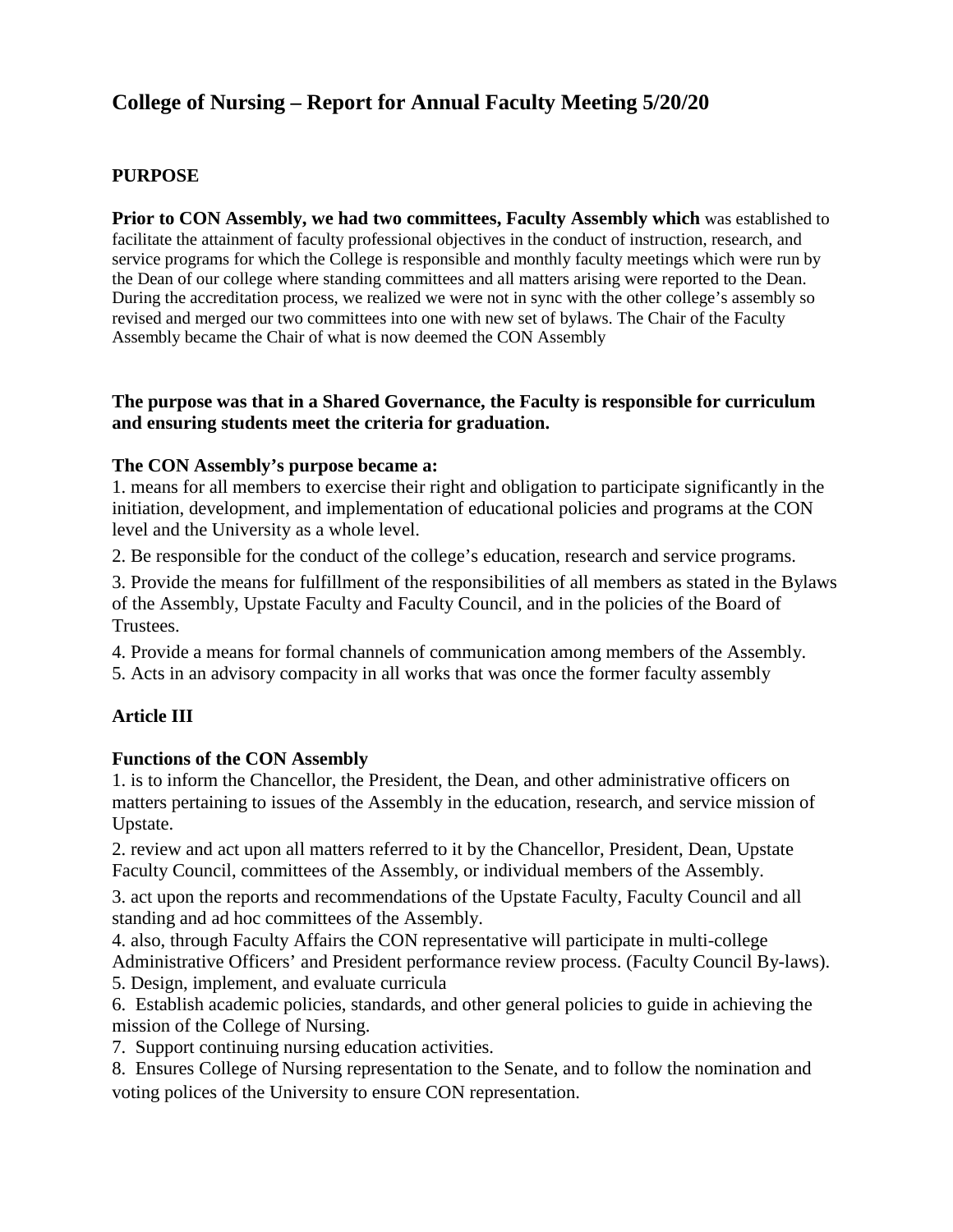# College of Nursing – Report for Annual Faculty Meeting 5/20/20

## PURPOSE

**Prior to CON Assembly, we had two committees, Faculty Assembly which** was established to facilitate the attainment of faculty professional objectives in the conduct of instruction, research, and service programs for which the College is responsible and monthly faculty meetings which were run by the Dean of our college where standing committees and all matters arising were reported to the Dean. During the accreditation process, we realized we were not in sync with the other college's assembly so revised and merged our two committees into one with new set of bylaws. The Chair of the Faculty Assembly became the Chair of what is now deemed the CON Assembly

**The purpose was that in a Shared Governance, the Faculty is responsible for curriculum and ensuring students meet the criteria for graduation.**

**The CON Assembly's purpose became a:**

1. means for all members to exercise their right and obligation to participate significantly in the initiation, development, and implementation of educational policies and programs at the CON level and the University as a whole level.
2. Be responsible for the conduct of the college's education, research and service programs.
3. Provide the means for fulfillment of the responsibilities of all members as stated in the Bylaws of the Assembly, Upstate Faculty and Faculty Council, and in the policies of the Board of Trustees.
4. Provide a means for formal channels of communication among members of the Assembly.
5. Acts in an advisory compacity in all works that was once the former faculty assembly

## Article III

**Functions of the CON Assembly**

1. is to inform the Chancellor, the President, the Dean, and other administrative officers on matters pertaining to issues of the Assembly in the education, research, and service mission of Upstate.
2. review and act upon all matters referred to it by the Chancellor, President, Dean, Upstate Faculty Council, committees of the Assembly, or individual members of the Assembly.
3. act upon the reports and recommendations of the Upstate Faculty, Faculty Council and all standing and ad hoc committees of the Assembly.
4. also, through Faculty Affairs the CON representative will participate in multi-college Administrative Officers' and President performance review process. (Faculty Council By-laws).
5. Design, implement, and evaluate curricula
6. Establish academic policies, standards, and other general policies to guide in achieving the mission of the College of Nursing.
7. Support continuing nursing education activities.
8. Ensures College of Nursing representation to the Senate, and to follow the nomination and voting polices of the University to ensure CON representation.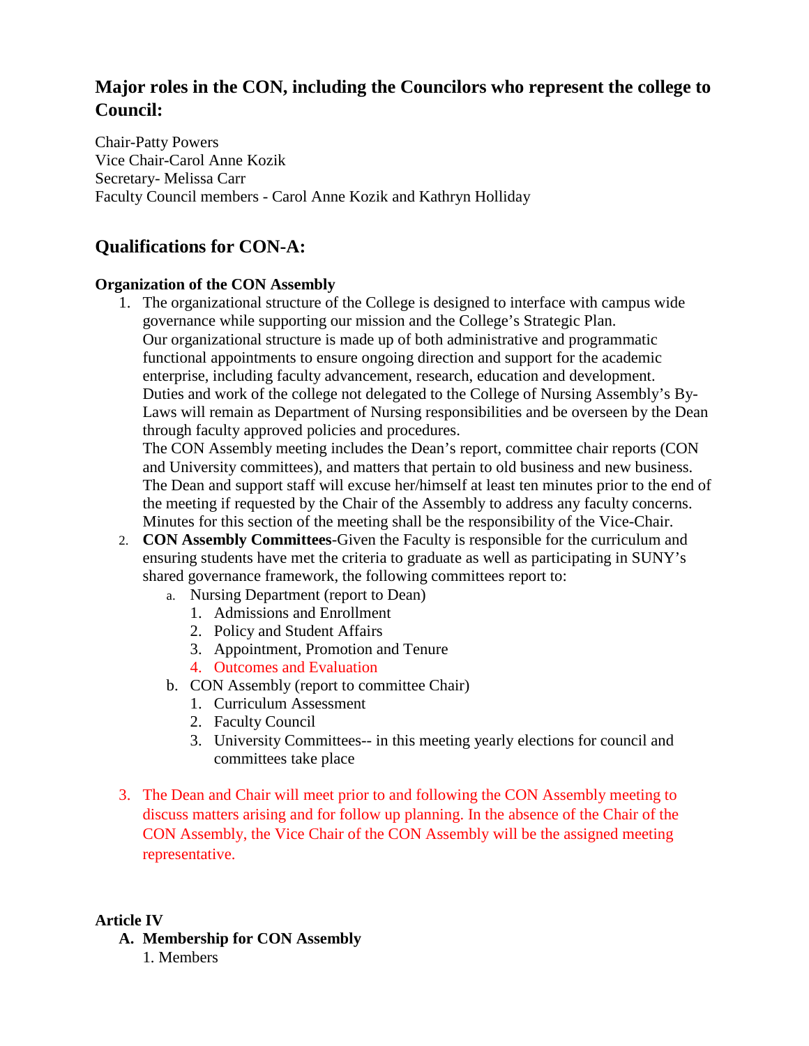## Major roles in the CON, including the Councilors who represent the college to Council:

Chair-Patty Powers
Vice Chair-Carol Anne Kozik
Secretary- Melissa Carr
Faculty Council members - Carol Anne Kozik and Kathryn Holliday

## Qualifications for CON-A:

**Organization of the CON Assembly**

1. The organizational structure of the College is designed to interface with campus wide governance while supporting our mission and the College's Strategic Plan.
   Our organizational structure is made up of both administrative and programmatic functional appointments to ensure ongoing direction and support for the academic enterprise, including faculty advancement, research, education and development.
   Duties and work of the college not delegated to the College of Nursing Assembly's By-Laws will remain as Department of Nursing responsibilities and be overseen by the Dean through faculty approved policies and procedures.
   The CON Assembly meeting includes the Dean's report, committee chair reports (CON and University committees), and matters that pertain to old business and new business. The Dean and support staff will excuse her/himself at least ten minutes prior to the end of the meeting if requested by the Chair of the Assembly to address any faculty concerns. Minutes for this section of the meeting shall be the responsibility of the Vice-Chair.
2. **CON Assembly Committees**-Given the Faculty is responsible for the curriculum and ensuring students have met the criteria to graduate as well as participating in SUNY's shared governance framework, the following committees report to:
   a. Nursing Department (report to Dean)
      1. Admissions and Enrollment
      2. Policy and Student Affairs
      3. Appointment, Promotion and Tenure
      4. Outcomes and Evaluation
   b. CON Assembly (report to committee Chair)
      1. Curriculum Assessment
      2. Faculty Council
      3. University Committees-- in this meeting yearly elections for council and committees take place
3. The Dean and Chair will meet prior to and following the CON Assembly meeting to discuss matters arising and for follow up planning. In the absence of the Chair of the CON Assembly, the Vice Chair of the CON Assembly will be the assigned meeting representative.

**Article IV**

**A. Membership for CON Assembly**

1. Members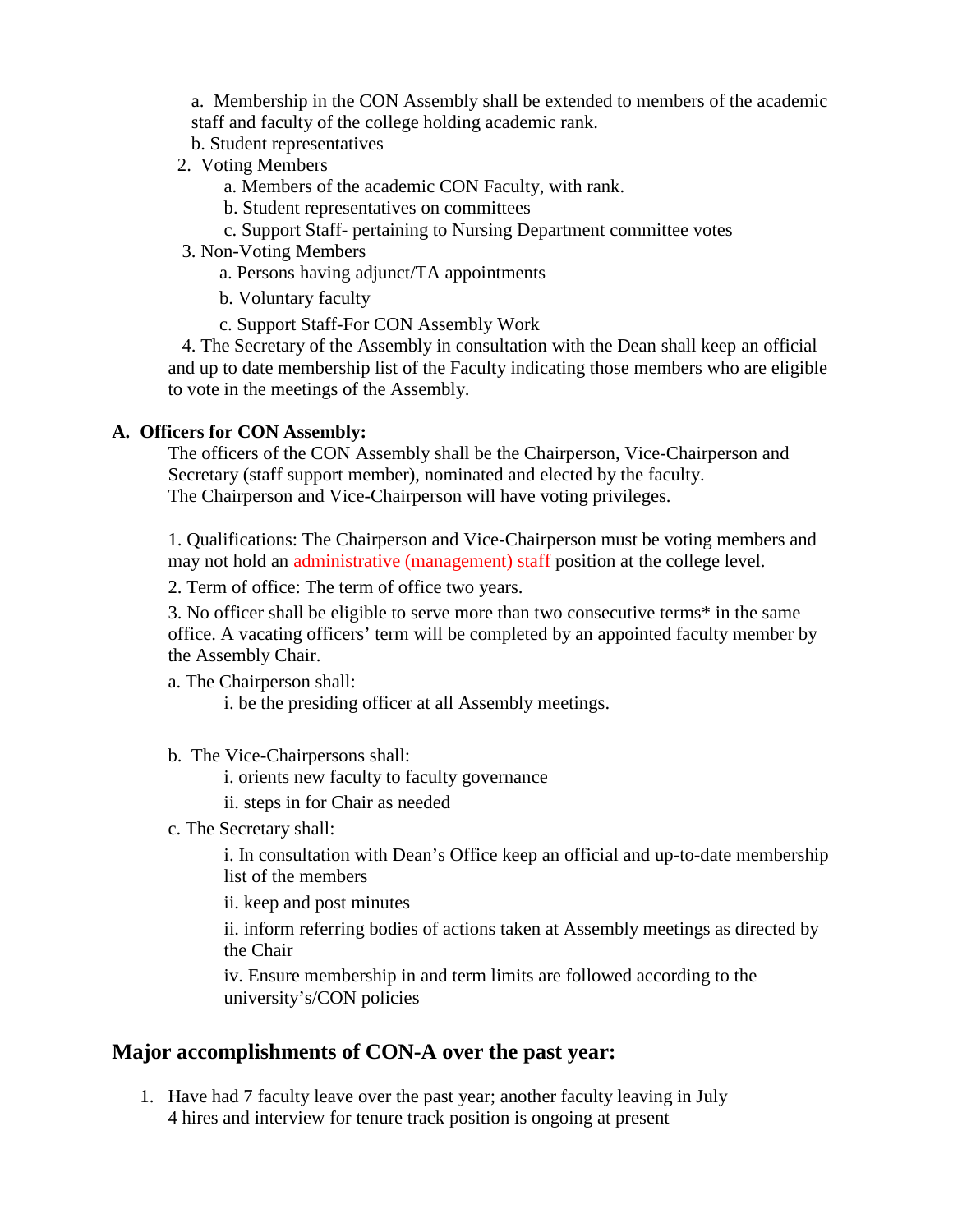a. Membership in the CON Assembly shall be extended to members of the academic staff and faculty of the college holding academic rank.

b. Student representatives

2. Voting Members
    a. Members of the academic CON Faculty, with rank.
    b. Student representatives on committees
    c. Support Staff- pertaining to Nursing Department committee votes
3. Non-Voting Members
    a. Persons having adjunct/TA appointments
    b. Voluntary faculty
    c. Support Staff-For CON Assembly Work
4. The Secretary of the Assembly in consultation with the Dean shall keep an official and up to date membership list of the Faculty indicating those members who are eligible to vote in the meetings of the Assembly.

**A. Officers for CON Assembly:**

The officers of the CON Assembly shall be the Chairperson, Vice-Chairperson and Secretary (staff support member), nominated and elected by the faculty.
The Chairperson and Vice-Chairperson will have voting privileges.

1. Qualifications: The Chairperson and Vice-Chairperson must be voting members and may not hold an administrative (management) staff position at the college level.

2. Term of office: The term of office two years.

3. No officer shall be eligible to serve more than two consecutive terms* in the same office. A vacating officers' term will be completed by an appointed faculty member by the Assembly Chair.

a. The Chairperson shall:
    i. be the presiding officer at all Assembly meetings.

b. The Vice-Chairpersons shall:
    i. orients new faculty to faculty governance
    ii. steps in for Chair as needed

c. The Secretary shall:
    i. In consultation with Dean's Office keep an official and up-to-date membership list of the members
    ii. keep and post minutes
    ii. inform referring bodies of actions taken at Assembly meetings as directed by the Chair
    iv. Ensure membership in and term limits are followed according to the university's/CON policies

## Major accomplishments of CON-A over the past year:

1. Have had 7 faculty leave over the past year; another faculty leaving in July
   4 hires and interview for tenure track position is ongoing at present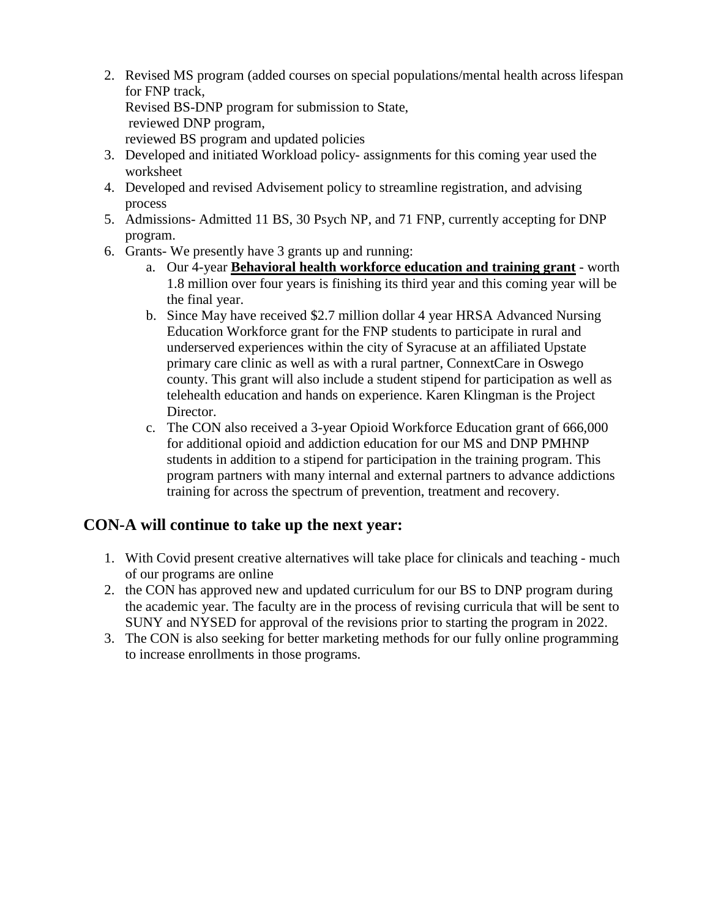2. Revised MS program (added courses on special populations/mental health across lifespan for FNP track,
   Revised BS-DNP program for submission to State,
   reviewed DNP program,
   reviewed BS program and updated policies
3. Developed and initiated Workload policy- assignments for this coming year used the worksheet
4. Developed and revised Advisement policy to streamline registration, and advising process
5. Admissions- Admitted 11 BS, 30 Psych NP, and 71 FNP, currently accepting for DNP program.
6. Grants- We presently have 3 grants up and running:
   a. Our 4-year **Behavioral health workforce education and training grant** - worth 1.8 million over four years is finishing its third year and this coming year will be the final year.
   b. Since May have received $2.7 million dollar 4 year HRSA Advanced Nursing Education Workforce grant for the FNP students to participate in rural and underserved experiences within the city of Syracuse at an affiliated Upstate primary care clinic as well as with a rural partner, ConnextCare in Oswego county. This grant will also include a student stipend for participation as well as telehealth education and hands on experience. Karen Klingman is the Project Director.
   c. The CON also received a 3-year Opioid Workforce Education grant of 666,000 for additional opioid and addiction education for our MS and DNP PMHNP students in addition to a stipend for participation in the training program. This program partners with many internal and external partners to advance addictions training for across the spectrum of prevention, treatment and recovery.

## CON-A will continue to take up the next year:

1. With Covid present creative alternatives will take place for clinicals and teaching - much of our programs are online
2. the CON has approved new and updated curriculum for our BS to DNP program during the academic year. The faculty are in the process of revising curricula that will be sent to SUNY and NYSED for approval of the revisions prior to starting the program in 2022.
3. The CON is also seeking for better marketing methods for our fully online programming to increase enrollments in those programs.